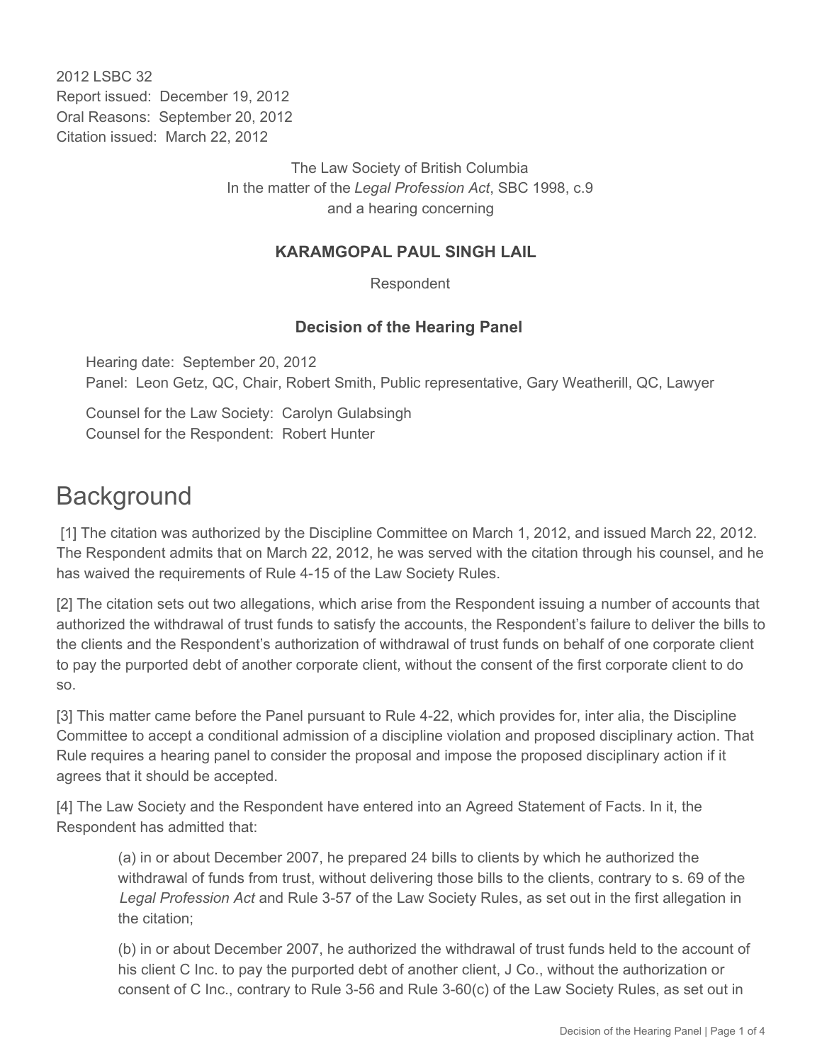2012 LSBC 32
Report issued: December 19, 2012
Oral Reasons: September 20, 2012
Citation issued: March 22, 2012

The Law Society of British Columbia
In the matter of the *Legal Profession Act*, SBC 1998, c.9
and a hearing concerning

**KARAMGOPAL PAUL SINGH LAIL**

Respondent

**Decision of the Hearing Panel**

Hearing date: September 20, 2012
Panel: Leon Getz, QC, Chair, Robert Smith, Public representative, Gary Weatherill, QC, Lawyer

Counsel for the Law Society: Carolyn Gulabsingh
Counsel for the Respondent: Robert Hunter

# Background

[1] The citation was authorized by the Discipline Committee on March 1, 2012, and issued March 22, 2012. The Respondent admits that on March 22, 2012, he was served with the citation through his counsel, and he has waived the requirements of Rule 4-15 of the Law Society Rules.

[2] The citation sets out two allegations, which arise from the Respondent issuing a number of accounts that authorized the withdrawal of trust funds to satisfy the accounts, the Respondent's failure to deliver the bills to the clients and the Respondent's authorization of withdrawal of trust funds on behalf of one corporate client to pay the purported debt of another corporate client, without the consent of the first corporate client to do so.

[3] This matter came before the Panel pursuant to Rule 4-22, which provides for, inter alia, the Discipline Committee to accept a conditional admission of a discipline violation and proposed disciplinary action. That Rule requires a hearing panel to consider the proposal and impose the proposed disciplinary action if it agrees that it should be accepted.

[4] The Law Society and the Respondent have entered into an Agreed Statement of Facts. In it, the Respondent has admitted that:

> (a) in or about December 2007, he prepared 24 bills to clients by which he authorized the withdrawal of funds from trust, without delivering those bills to the clients, contrary to s. 69 of the *Legal Profession Act* and Rule 3-57 of the Law Society Rules, as set out in the first allegation in the citation;
>
> (b) in or about December 2007, he authorized the withdrawal of trust funds held to the account of his client C Inc. to pay the purported debt of another client, J Co., without the authorization or consent of C Inc., contrary to Rule 3-56 and Rule 3-60(c) of the Law Society Rules, as set out in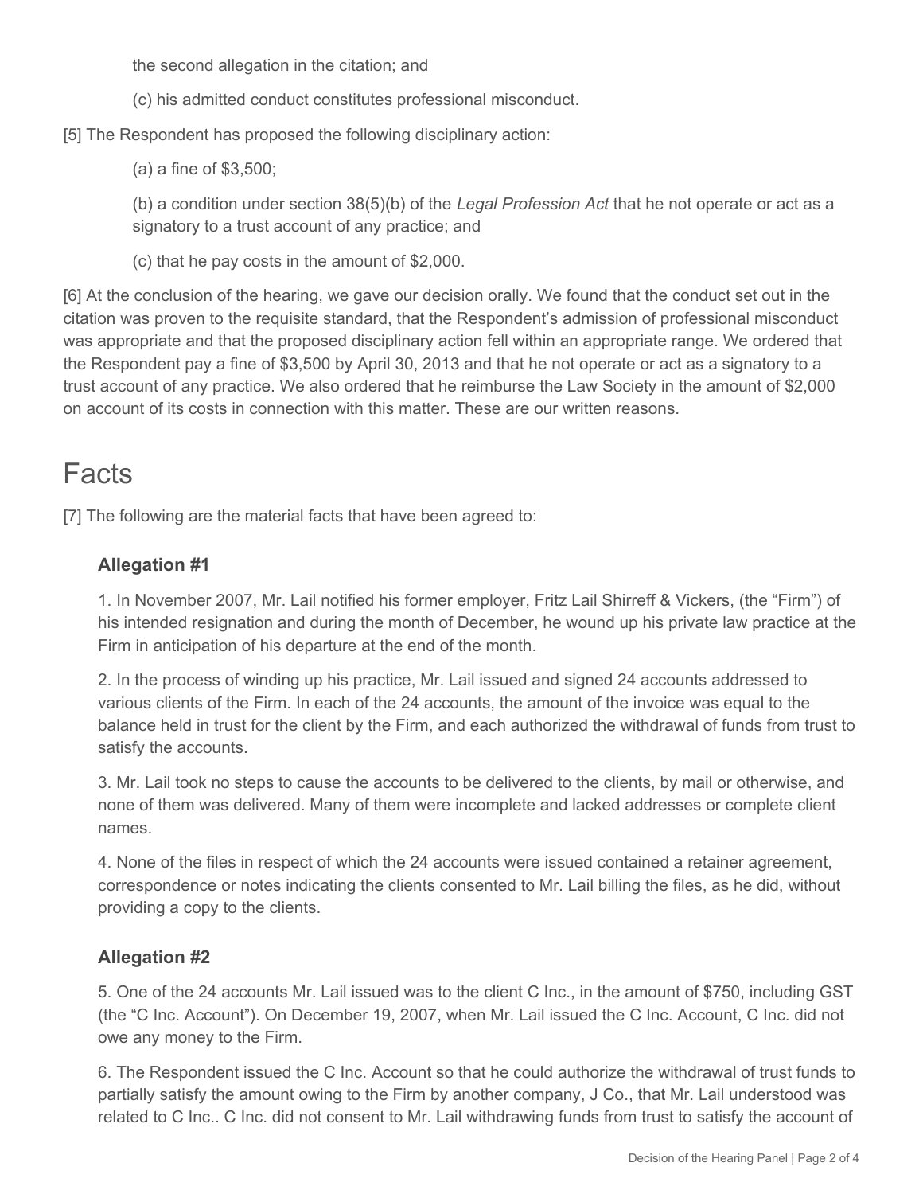the second allegation in the citation; and

(c) his admitted conduct constitutes professional misconduct.

[5] The Respondent has proposed the following disciplinary action:

(a) a fine of $3,500;

(b) a condition under section 38(5)(b) of the *Legal Profession Act* that he not operate or act as a signatory to a trust account of any practice; and

(c) that he pay costs in the amount of $2,000.

[6] At the conclusion of the hearing, we gave our decision orally. We found that the conduct set out in the citation was proven to the requisite standard, that the Respondent's admission of professional misconduct was appropriate and that the proposed disciplinary action fell within an appropriate range. We ordered that the Respondent pay a fine of $3,500 by April 30, 2013 and that he not operate or act as a signatory to a trust account of any practice. We also ordered that he reimburse the Law Society in the amount of $2,000 on account of its costs in connection with this matter. These are our written reasons.

# Facts

[7] The following are the material facts that have been agreed to:

### Allegation #1

1. In November 2007, Mr. Lail notified his former employer, Fritz Lail Shirreff & Vickers, (the "Firm") of his intended resignation and during the month of December, he wound up his private law practice at the Firm in anticipation of his departure at the end of the month.

2. In the process of winding up his practice, Mr. Lail issued and signed 24 accounts addressed to various clients of the Firm. In each of the 24 accounts, the amount of the invoice was equal to the balance held in trust for the client by the Firm, and each authorized the withdrawal of funds from trust to satisfy the accounts.

3. Mr. Lail took no steps to cause the accounts to be delivered to the clients, by mail or otherwise, and none of them was delivered. Many of them were incomplete and lacked addresses or complete client names.

4. None of the files in respect of which the 24 accounts were issued contained a retainer agreement, correspondence or notes indicating the clients consented to Mr. Lail billing the files, as he did, without providing a copy to the clients.

### Allegation #2

5. One of the 24 accounts Mr. Lail issued was to the client C Inc., in the amount of $750, including GST (the "C Inc. Account"). On December 19, 2007, when Mr. Lail issued the C Inc. Account, C Inc. did not owe any money to the Firm.

6. The Respondent issued the C Inc. Account so that he could authorize the withdrawal of trust funds to partially satisfy the amount owing to the Firm by another company, J Co., that Mr. Lail understood was related to C Inc.. C Inc. did not consent to Mr. Lail withdrawing funds from trust to satisfy the account of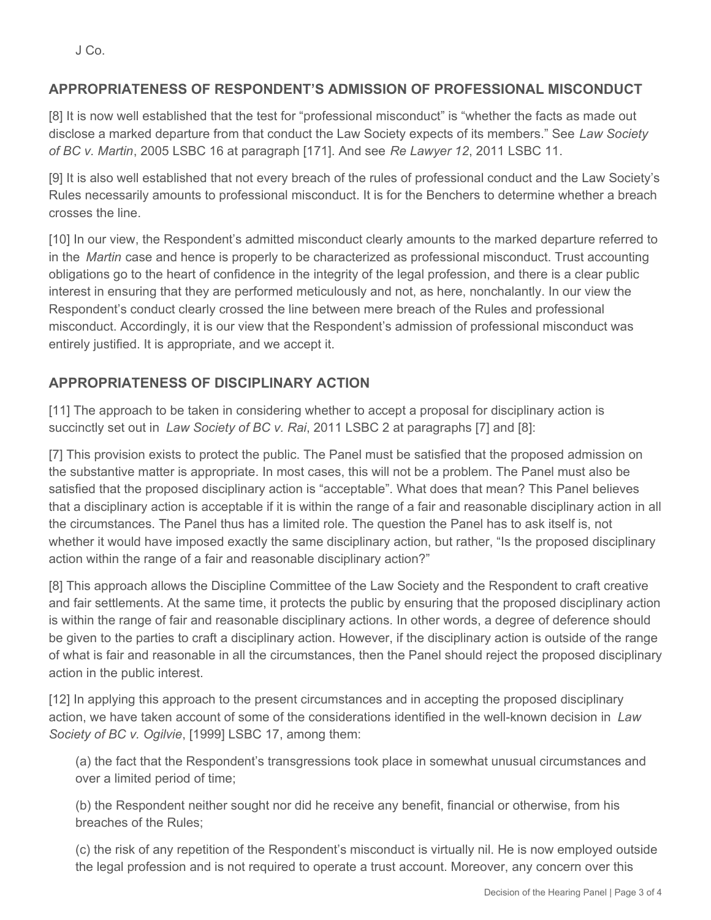J Co.

## APPROPRIATENESS OF RESPONDENT'S ADMISSION OF PROFESSIONAL MISCONDUCT

[8] It is now well established that the test for "professional misconduct" is "whether the facts as made out disclose a marked departure from that conduct the Law Society expects of its members." See *Law Society of BC v. Martin*, 2005 LSBC 16 at paragraph [171]. And see *Re Lawyer 12*, 2011 LSBC 11.

[9] It is also well established that not every breach of the rules of professional conduct and the Law Society's Rules necessarily amounts to professional misconduct. It is for the Benchers to determine whether a breach crosses the line.

[10] In our view, the Respondent's admitted misconduct clearly amounts to the marked departure referred to in the *Martin* case and hence is properly to be characterized as professional misconduct. Trust accounting obligations go to the heart of confidence in the integrity of the legal profession, and there is a clear public interest in ensuring that they are performed meticulously and not, as here, nonchalantly. In our view the Respondent's conduct clearly crossed the line between mere breach of the Rules and professional misconduct. Accordingly, it is our view that the Respondent's admission of professional misconduct was entirely justified. It is appropriate, and we accept it.

## APPROPRIATENESS OF DISCIPLINARY ACTION

[11] The approach to be taken in considering whether to accept a proposal for disciplinary action is succinctly set out in *Law Society of BC v. Rai*, 2011 LSBC 2 at paragraphs [7] and [8]:

[7] This provision exists to protect the public. The Panel must be satisfied that the proposed admission on the substantive matter is appropriate. In most cases, this will not be a problem. The Panel must also be satisfied that the proposed disciplinary action is "acceptable". What does that mean? This Panel believes that a disciplinary action is acceptable if it is within the range of a fair and reasonable disciplinary action in all the circumstances. The Panel thus has a limited role. The question the Panel has to ask itself is, not whether it would have imposed exactly the same disciplinary action, but rather, "Is the proposed disciplinary action within the range of a fair and reasonable disciplinary action?"

[8] This approach allows the Discipline Committee of the Law Society and the Respondent to craft creative and fair settlements. At the same time, it protects the public by ensuring that the proposed disciplinary action is within the range of fair and reasonable disciplinary actions. In other words, a degree of deference should be given to the parties to craft a disciplinary action. However, if the disciplinary action is outside of the range of what is fair and reasonable in all the circumstances, then the Panel should reject the proposed disciplinary action in the public interest.

[12] In applying this approach to the present circumstances and in accepting the proposed disciplinary action, we have taken account of some of the considerations identified in the well-known decision in *Law Society of BC v. Ogilvie*, [1999] LSBC 17, among them:

(a) the fact that the Respondent's transgressions took place in somewhat unusual circumstances and over a limited period of time;

(b) the Respondent neither sought nor did he receive any benefit, financial or otherwise, from his breaches of the Rules;

(c) the risk of any repetition of the Respondent's misconduct is virtually nil. He is now employed outside the legal profession and is not required to operate a trust account. Moreover, any concern over this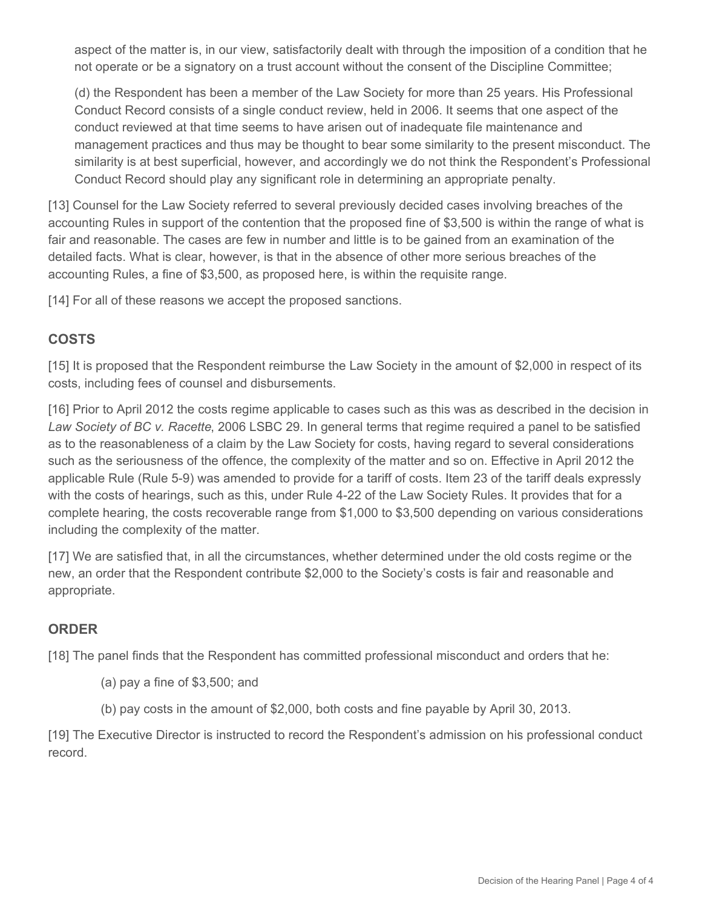aspect of the matter is, in our view, satisfactorily dealt with through the imposition of a condition that he not operate or be a signatory on a trust account without the consent of the Discipline Committee;

(d) the Respondent has been a member of the Law Society for more than 25 years. His Professional Conduct Record consists of a single conduct review, held in 2006. It seems that one aspect of the conduct reviewed at that time seems to have arisen out of inadequate file maintenance and management practices and thus may be thought to bear some similarity to the present misconduct. The similarity is at best superficial, however, and accordingly we do not think the Respondent's Professional Conduct Record should play any significant role in determining an appropriate penalty.

[13] Counsel for the Law Society referred to several previously decided cases involving breaches of the accounting Rules in support of the contention that the proposed fine of $3,500 is within the range of what is fair and reasonable. The cases are few in number and little is to be gained from an examination of the detailed facts. What is clear, however, is that in the absence of other more serious breaches of the accounting Rules, a fine of $3,500, as proposed here, is within the requisite range.

[14] For all of these reasons we accept the proposed sanctions.

## COSTS

[15] It is proposed that the Respondent reimburse the Law Society in the amount of $2,000 in respect of its costs, including fees of counsel and disbursements.

[16] Prior to April 2012 the costs regime applicable to cases such as this was as described in the decision in *Law Society of BC v. Racette*, 2006 LSBC 29. In general terms that regime required a panel to be satisfied as to the reasonableness of a claim by the Law Society for costs, having regard to several considerations such as the seriousness of the offence, the complexity of the matter and so on. Effective in April 2012 the applicable Rule (Rule 5-9) was amended to provide for a tariff of costs. Item 23 of the tariff deals expressly with the costs of hearings, such as this, under Rule 4-22 of the Law Society Rules. It provides that for a complete hearing, the costs recoverable range from $1,000 to $3,500 depending on various considerations including the complexity of the matter.

[17] We are satisfied that, in all the circumstances, whether determined under the old costs regime or the new, an order that the Respondent contribute $2,000 to the Society's costs is fair and reasonable and appropriate.

## ORDER

[18] The panel finds that the Respondent has committed professional misconduct and orders that he:

(a) pay a fine of $3,500; and

(b) pay costs in the amount of $2,000, both costs and fine payable by April 30, 2013.

[19] The Executive Director is instructed to record the Respondent's admission on his professional conduct record.